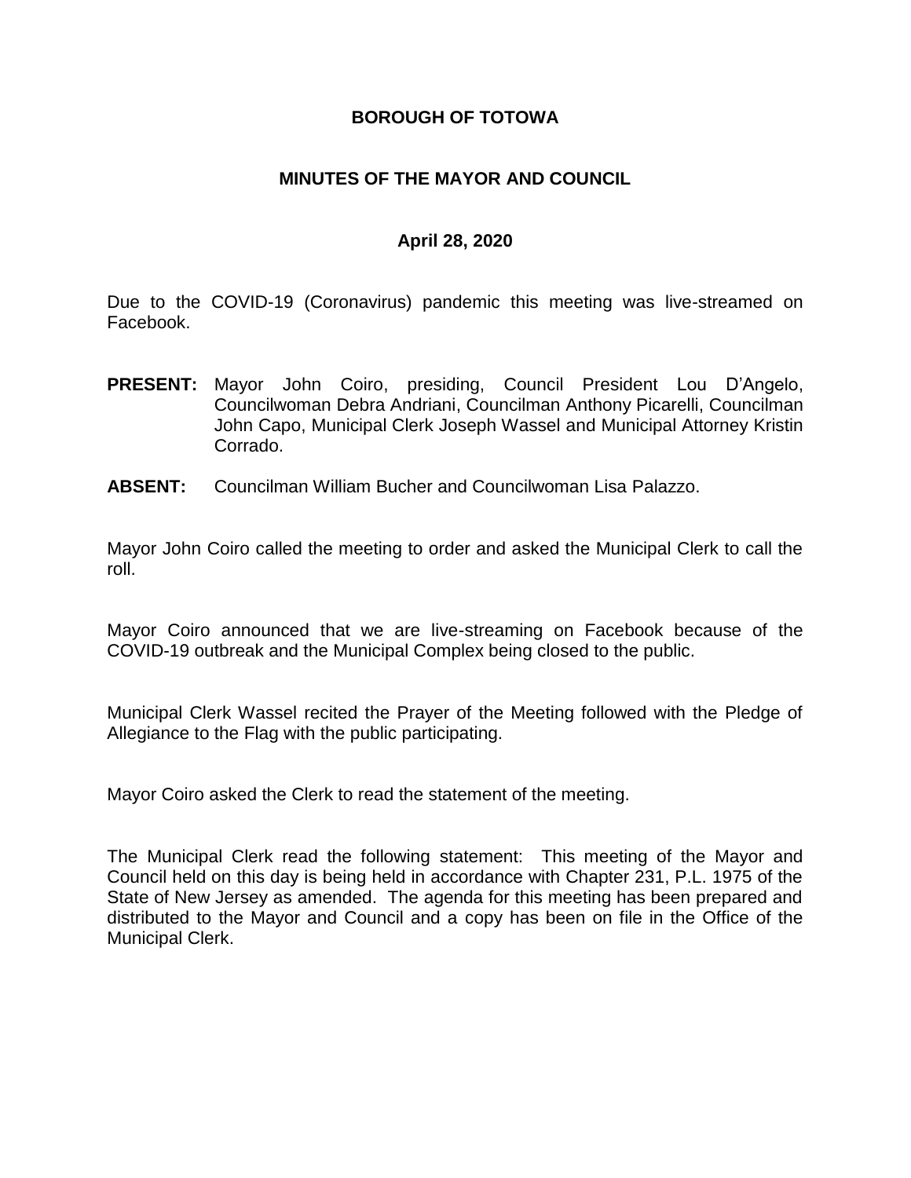# BOROUGH OF TOTOWA

## MINUTES OF THE MAYOR AND COUNCIL

### April 28, 2020

Due to the COVID-19 (Coronavirus) pandemic this meeting was live-streamed on Facebook.

**PRESENT:** Mayor John Coiro, presiding, Council President Lou D'Angelo, Councilwoman Debra Andriani, Councilman Anthony Picarelli, Councilman John Capo, Municipal Clerk Joseph Wassel and Municipal Attorney Kristin Corrado.

**ABSENT:** Councilman William Bucher and Councilwoman Lisa Palazzo.

Mayor John Coiro called the meeting to order and asked the Municipal Clerk to call the roll.

Mayor Coiro announced that we are live-streaming on Facebook because of the COVID-19 outbreak and the Municipal Complex being closed to the public.

Municipal Clerk Wassel recited the Prayer of the Meeting followed with the Pledge of Allegiance to the Flag with the public participating.

Mayor Coiro asked the Clerk to read the statement of the meeting.

The Municipal Clerk read the following statement: This meeting of the Mayor and Council held on this day is being held in accordance with Chapter 231, P.L. 1975 of the State of New Jersey as amended. The agenda for this meeting has been prepared and distributed to the Mayor and Council and a copy has been on file in the Office of the Municipal Clerk.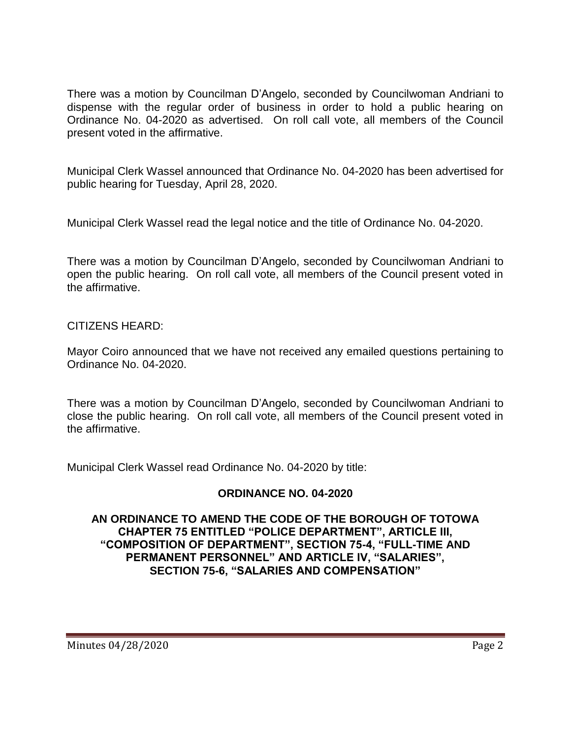There was a motion by Councilman D'Angelo, seconded by Councilwoman Andriani to dispense with the regular order of business in order to hold a public hearing on Ordinance No. 04-2020 as advertised. On roll call vote, all members of the Council present voted in the affirmative.

Municipal Clerk Wassel announced that Ordinance No. 04-2020 has been advertised for public hearing for Tuesday, April 28, 2020.

Municipal Clerk Wassel read the legal notice and the title of Ordinance No. 04-2020.

There was a motion by Councilman D'Angelo, seconded by Councilwoman Andriani to open the public hearing. On roll call vote, all members of the Council present voted in the affirmative.

CITIZENS HEARD:

Mayor Coiro announced that we have not received any emailed questions pertaining to Ordinance No. 04-2020.

There was a motion by Councilman D'Angelo, seconded by Councilwoman Andriani to close the public hearing. On roll call vote, all members of the Council present voted in the affirmative.

Municipal Clerk Wassel read Ordinance No. 04-2020 by title:

**ORDINANCE NO. 04-2020**

**AN ORDINANCE TO AMEND THE CODE OF THE BOROUGH OF TOTOWA CHAPTER 75 ENTITLED "POLICE DEPARTMENT", ARTICLE III, "COMPOSITION OF DEPARTMENT", SECTION 75-4, "FULL-TIME AND PERMANENT PERSONNEL" AND ARTICLE IV, "SALARIES", SECTION 75-6, "SALARIES AND COMPENSATION"**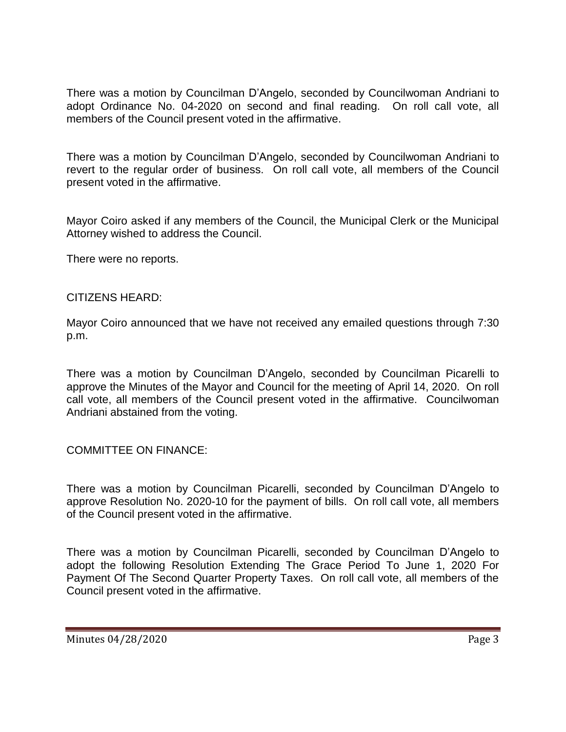There was a motion by Councilman D'Angelo, seconded by Councilwoman Andriani to adopt Ordinance No. 04-2020 on second and final reading. On roll call vote, all members of the Council present voted in the affirmative.

There was a motion by Councilman D'Angelo, seconded by Councilwoman Andriani to revert to the regular order of business. On roll call vote, all members of the Council present voted in the affirmative.

Mayor Coiro asked if any members of the Council, the Municipal Clerk or the Municipal Attorney wished to address the Council.

There were no reports.

CITIZENS HEARD:

Mayor Coiro announced that we have not received any emailed questions through 7:30 p.m.

There was a motion by Councilman D'Angelo, seconded by Councilman Picarelli to approve the Minutes of the Mayor and Council for the meeting of April 14, 2020. On roll call vote, all members of the Council present voted in the affirmative. Councilwoman Andriani abstained from the voting.

COMMITTEE ON FINANCE:

There was a motion by Councilman Picarelli, seconded by Councilman D'Angelo to approve Resolution No. 2020-10 for the payment of bills. On roll call vote, all members of the Council present voted in the affirmative.

There was a motion by Councilman Picarelli, seconded by Councilman D'Angelo to adopt the following Resolution Extending The Grace Period To June 1, 2020 For Payment Of The Second Quarter Property Taxes. On roll call vote, all members of the Council present voted in the affirmative.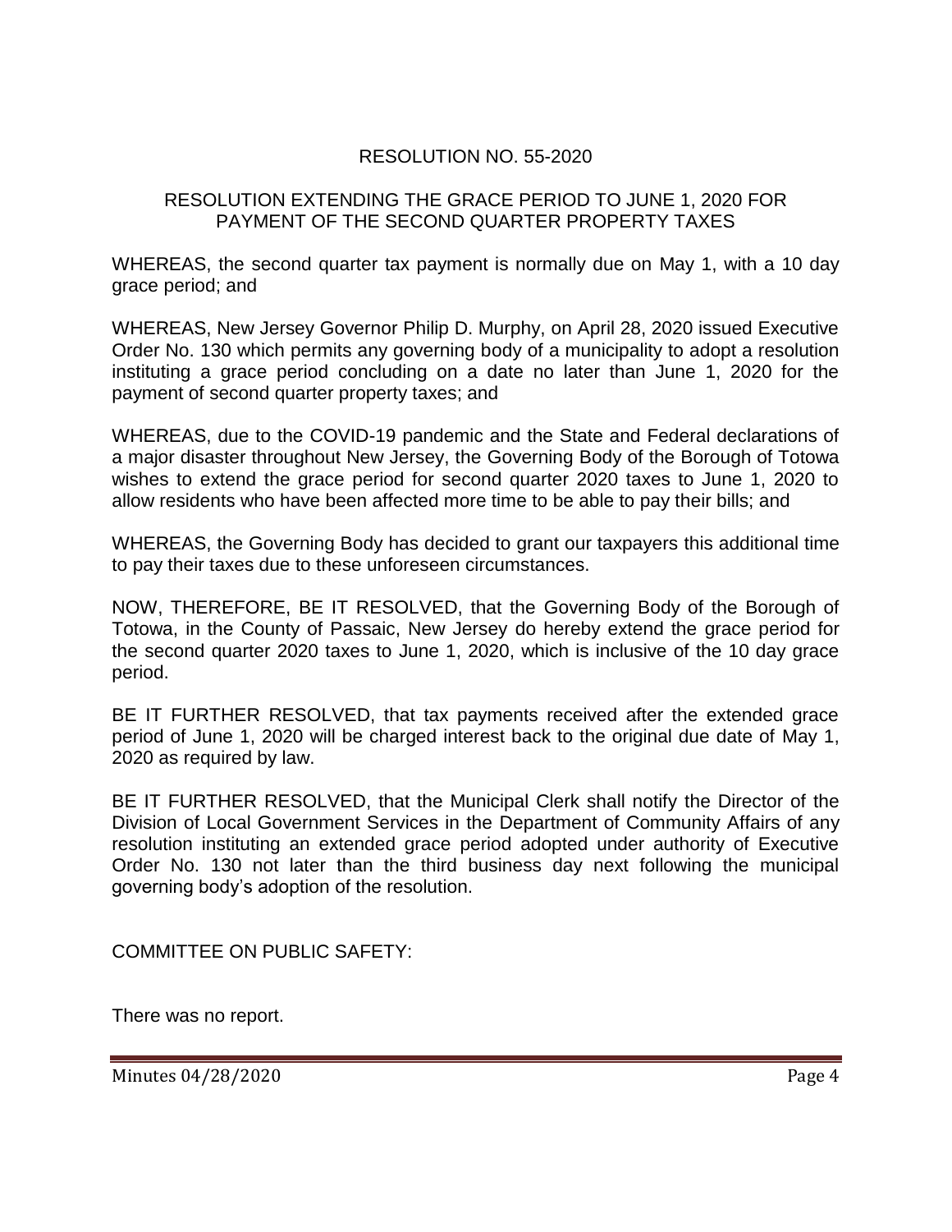## RESOLUTION NO. 55-2020

### RESOLUTION EXTENDING THE GRACE PERIOD TO JUNE 1, 2020 FOR PAYMENT OF THE SECOND QUARTER PROPERTY TAXES

WHEREAS, the second quarter tax payment is normally due on May 1, with a 10 day grace period; and

WHEREAS, New Jersey Governor Philip D. Murphy, on April 28, 2020 issued Executive Order No. 130 which permits any governing body of a municipality to adopt a resolution instituting a grace period concluding on a date no later than June 1, 2020 for the payment of second quarter property taxes; and

WHEREAS, due to the COVID-19 pandemic and the State and Federal declarations of a major disaster throughout New Jersey, the Governing Body of the Borough of Totowa wishes to extend the grace period for second quarter 2020 taxes to June 1, 2020 to allow residents who have been affected more time to be able to pay their bills; and

WHEREAS, the Governing Body has decided to grant our taxpayers this additional time to pay their taxes due to these unforeseen circumstances.

NOW, THEREFORE, BE IT RESOLVED, that the Governing Body of the Borough of Totowa, in the County of Passaic, New Jersey do hereby extend the grace period for the second quarter 2020 taxes to June 1, 2020, which is inclusive of the 10 day grace period.

BE IT FURTHER RESOLVED, that tax payments received after the extended grace period of June 1, 2020 will be charged interest back to the original due date of May 1, 2020 as required by law.

BE IT FURTHER RESOLVED, that the Municipal Clerk shall notify the Director of the Division of Local Government Services in the Department of Community Affairs of any resolution instituting an extended grace period adopted under authority of Executive Order No. 130 not later than the third business day next following the municipal governing body's adoption of the resolution.

COMMITTEE ON PUBLIC SAFETY:

There was no report.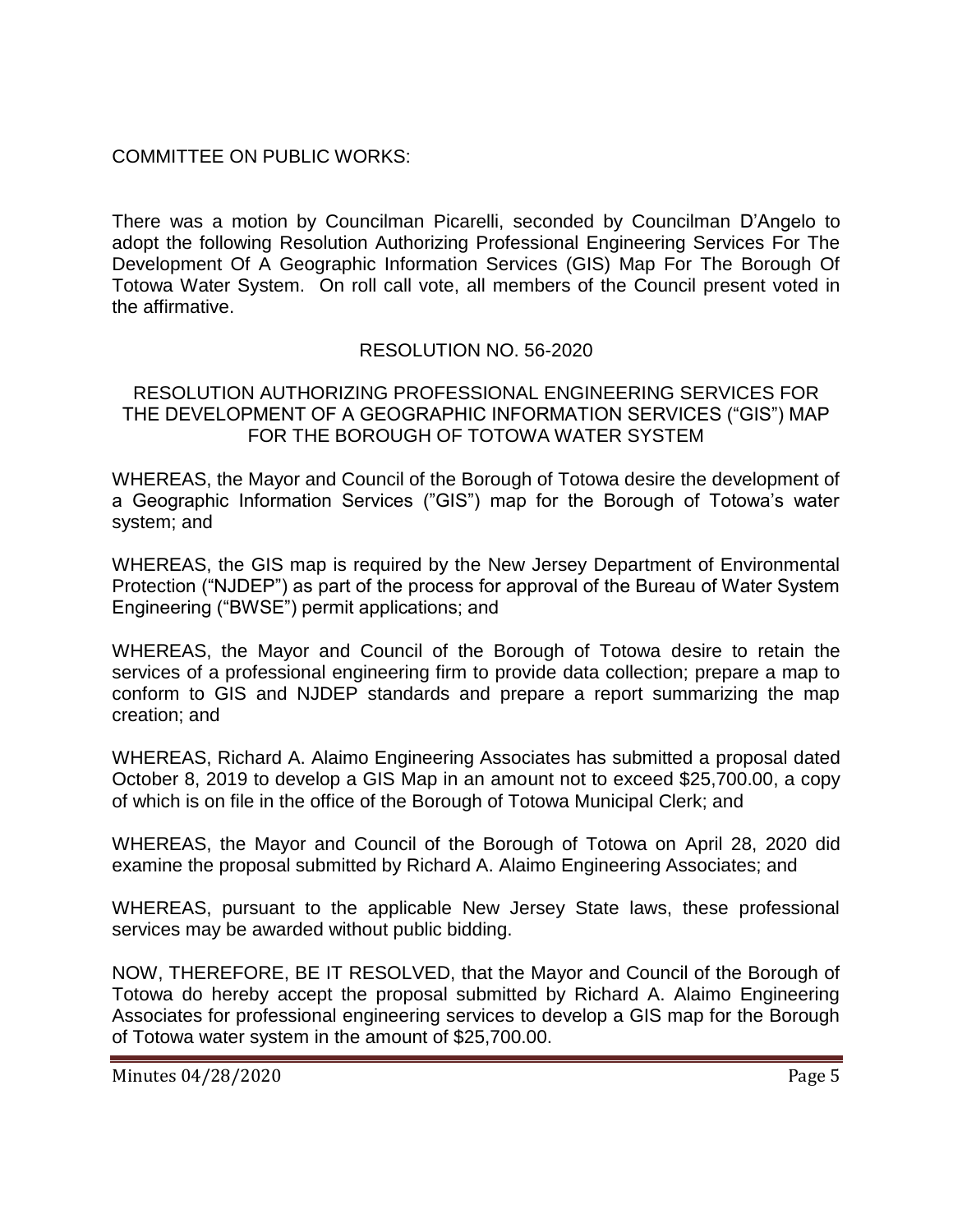COMMITTEE ON PUBLIC WORKS:

There was a motion by Councilman Picarelli, seconded by Councilman D'Angelo to adopt the following Resolution Authorizing Professional Engineering Services For The Development Of A Geographic Information Services (GIS) Map For The Borough Of Totowa Water System. On roll call vote, all members of the Council present voted in the affirmative.

RESOLUTION NO. 56-2020

RESOLUTION AUTHORIZING PROFESSIONAL ENGINEERING SERVICES FOR THE DEVELOPMENT OF A GEOGRAPHIC INFORMATION SERVICES ("GIS") MAP FOR THE BOROUGH OF TOTOWA WATER SYSTEM

WHEREAS, the Mayor and Council of the Borough of Totowa desire the development of a Geographic Information Services ("GIS") map for the Borough of Totowa's water system; and

WHEREAS, the GIS map is required by the New Jersey Department of Environmental Protection ("NJDEP") as part of the process for approval of the Bureau of Water System Engineering ("BWSE") permit applications; and

WHEREAS, the Mayor and Council of the Borough of Totowa desire to retain the services of a professional engineering firm to provide data collection; prepare a map to conform to GIS and NJDEP standards and prepare a report summarizing the map creation; and

WHEREAS, Richard A. Alaimo Engineering Associates has submitted a proposal dated October 8, 2019 to develop a GIS Map in an amount not to exceed $25,700.00, a copy of which is on file in the office of the Borough of Totowa Municipal Clerk; and

WHEREAS, the Mayor and Council of the Borough of Totowa on April 28, 2020 did examine the proposal submitted by Richard A. Alaimo Engineering Associates; and

WHEREAS, pursuant to the applicable New Jersey State laws, these professional services may be awarded without public bidding.

NOW, THEREFORE, BE IT RESOLVED, that the Mayor and Council of the Borough of Totowa do hereby accept the proposal submitted by Richard A. Alaimo Engineering Associates for professional engineering services to develop a GIS map for the Borough of Totowa water system in the amount of $25,700.00.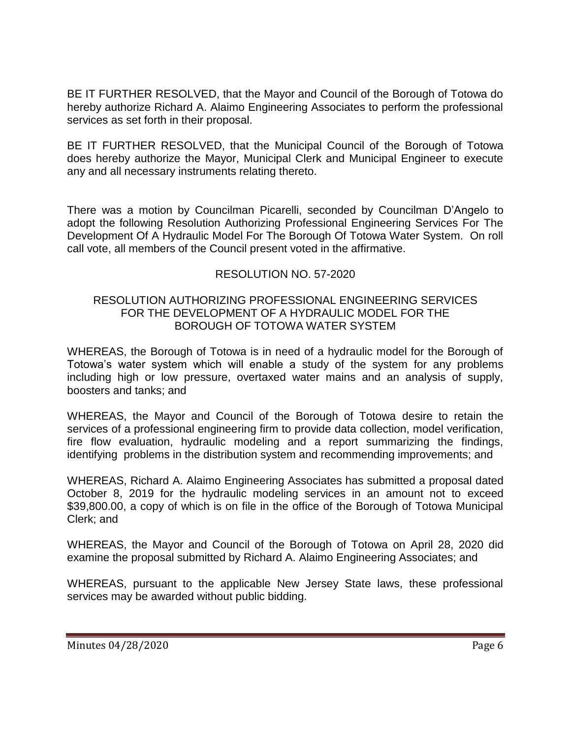BE IT FURTHER RESOLVED, that the Mayor and Council of the Borough of Totowa do hereby authorize Richard A. Alaimo Engineering Associates to perform the professional services as set forth in their proposal.

BE IT FURTHER RESOLVED, that the Municipal Council of the Borough of Totowa does hereby authorize the Mayor, Municipal Clerk and Municipal Engineer to execute any and all necessary instruments relating thereto.

There was a motion by Councilman Picarelli, seconded by Councilman D'Angelo to adopt the following Resolution Authorizing Professional Engineering Services For The Development Of A Hydraulic Model For The Borough Of Totowa Water System. On roll call vote, all members of the Council present voted in the affirmative.

RESOLUTION NO. 57-2020

RESOLUTION AUTHORIZING PROFESSIONAL ENGINEERING SERVICES FOR THE DEVELOPMENT OF A HYDRAULIC MODEL FOR THE BOROUGH OF TOTOWA WATER SYSTEM

WHEREAS, the Borough of Totowa is in need of a hydraulic model for the Borough of Totowa's water system which will enable a study of the system for any problems including high or low pressure, overtaxed water mains and an analysis of supply, boosters and tanks; and

WHEREAS, the Mayor and Council of the Borough of Totowa desire to retain the services of a professional engineering firm to provide data collection, model verification, fire flow evaluation, hydraulic modeling and a report summarizing the findings, identifying problems in the distribution system and recommending improvements; and

WHEREAS, Richard A. Alaimo Engineering Associates has submitted a proposal dated October 8, 2019 for the hydraulic modeling services in an amount not to exceed $39,800.00, a copy of which is on file in the office of the Borough of Totowa Municipal Clerk; and

WHEREAS, the Mayor and Council of the Borough of Totowa on April 28, 2020 did examine the proposal submitted by Richard A. Alaimo Engineering Associates; and

WHEREAS, pursuant to the applicable New Jersey State laws, these professional services may be awarded without public bidding.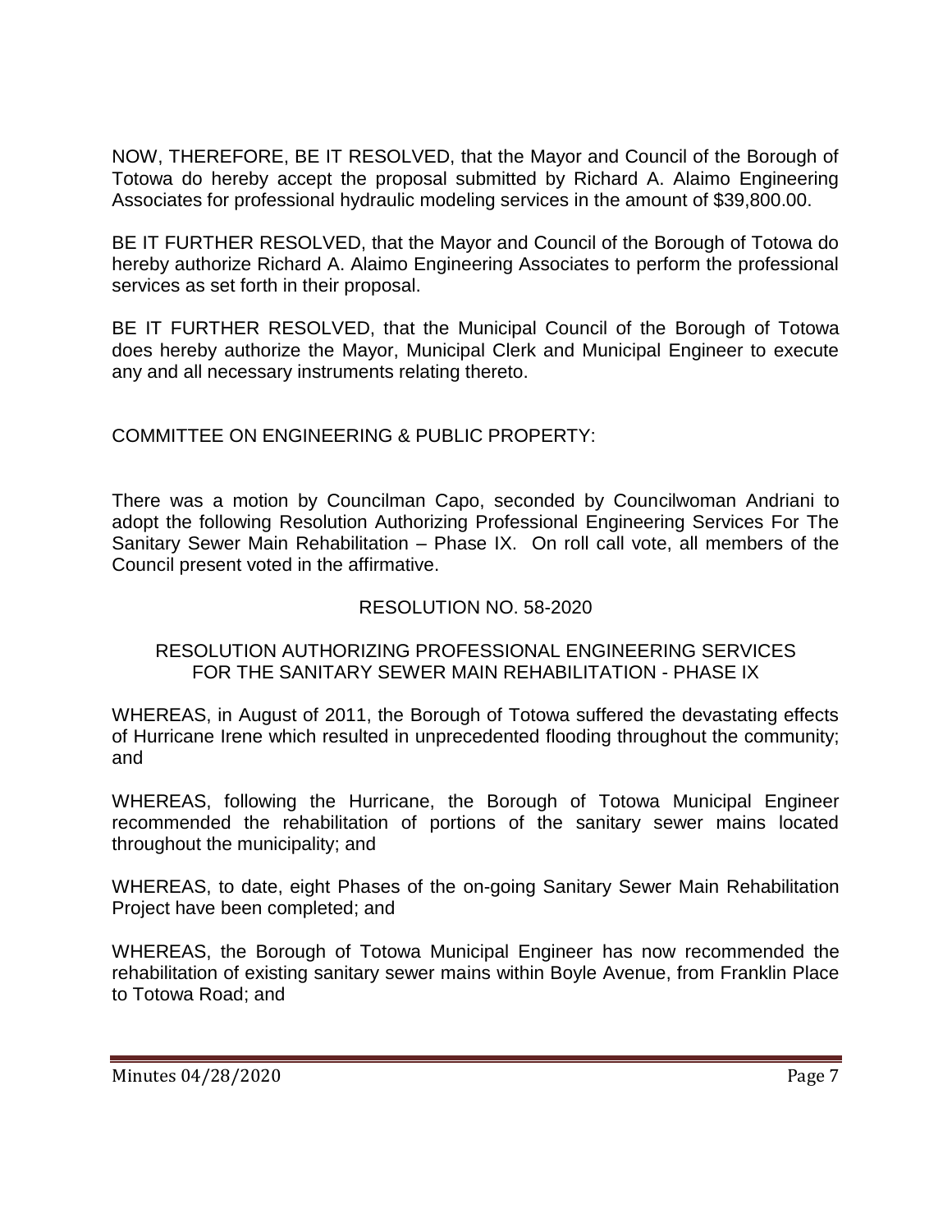NOW, THEREFORE, BE IT RESOLVED, that the Mayor and Council of the Borough of Totowa do hereby accept the proposal submitted by Richard A. Alaimo Engineering Associates for professional hydraulic modeling services in the amount of $39,800.00.

BE IT FURTHER RESOLVED, that the Mayor and Council of the Borough of Totowa do hereby authorize Richard A. Alaimo Engineering Associates to perform the professional services as set forth in their proposal.

BE IT FURTHER RESOLVED, that the Municipal Council of the Borough of Totowa does hereby authorize the Mayor, Municipal Clerk and Municipal Engineer to execute any and all necessary instruments relating thereto.

COMMITTEE ON ENGINEERING & PUBLIC PROPERTY:

There was a motion by Councilman Capo, seconded by Councilwoman Andriani to adopt the following Resolution Authorizing Professional Engineering Services For The Sanitary Sewer Main Rehabilitation – Phase IX. On roll call vote, all members of the Council present voted in the affirmative.

RESOLUTION NO. 58-2020

RESOLUTION AUTHORIZING PROFESSIONAL ENGINEERING SERVICES FOR THE SANITARY SEWER MAIN REHABILITATION - PHASE IX

WHEREAS, in August of 2011, the Borough of Totowa suffered the devastating effects of Hurricane Irene which resulted in unprecedented flooding throughout the community; and

WHEREAS, following the Hurricane, the Borough of Totowa Municipal Engineer recommended the rehabilitation of portions of the sanitary sewer mains located throughout the municipality; and

WHEREAS, to date, eight Phases of the on-going Sanitary Sewer Main Rehabilitation Project have been completed; and

WHEREAS, the Borough of Totowa Municipal Engineer has now recommended the rehabilitation of existing sanitary sewer mains within Boyle Avenue, from Franklin Place to Totowa Road; and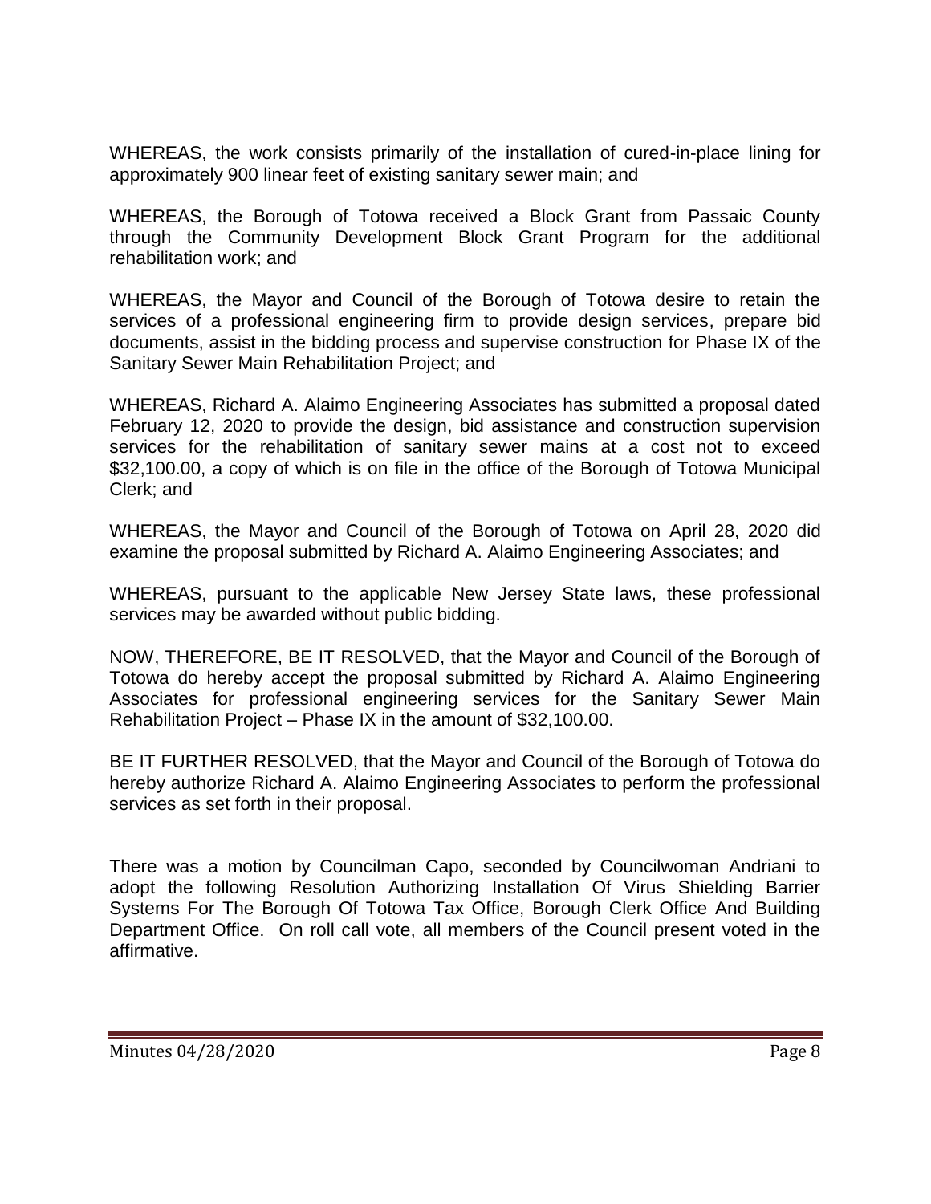WHEREAS, the work consists primarily of the installation of cured-in-place lining for approximately 900 linear feet of existing sanitary sewer main; and

WHEREAS, the Borough of Totowa received a Block Grant from Passaic County through the Community Development Block Grant Program for the additional rehabilitation work; and

WHEREAS, the Mayor and Council of the Borough of Totowa desire to retain the services of a professional engineering firm to provide design services, prepare bid documents, assist in the bidding process and supervise construction for Phase IX of the Sanitary Sewer Main Rehabilitation Project; and

WHEREAS, Richard A. Alaimo Engineering Associates has submitted a proposal dated February 12, 2020 to provide the design, bid assistance and construction supervision services for the rehabilitation of sanitary sewer mains at a cost not to exceed $32,100.00, a copy of which is on file in the office of the Borough of Totowa Municipal Clerk; and

WHEREAS, the Mayor and Council of the Borough of Totowa on April 28, 2020 did examine the proposal submitted by Richard A. Alaimo Engineering Associates; and

WHEREAS, pursuant to the applicable New Jersey State laws, these professional services may be awarded without public bidding.

NOW, THEREFORE, BE IT RESOLVED, that the Mayor and Council of the Borough of Totowa do hereby accept the proposal submitted by Richard A. Alaimo Engineering Associates for professional engineering services for the Sanitary Sewer Main Rehabilitation Project – Phase IX in the amount of $32,100.00.

BE IT FURTHER RESOLVED, that the Mayor and Council of the Borough of Totowa do hereby authorize Richard A. Alaimo Engineering Associates to perform the professional services as set forth in their proposal.

There was a motion by Councilman Capo, seconded by Councilwoman Andriani to adopt the following Resolution Authorizing Installation Of Virus Shielding Barrier Systems For The Borough Of Totowa Tax Office, Borough Clerk Office And Building Department Office. On roll call vote, all members of the Council present voted in the affirmative.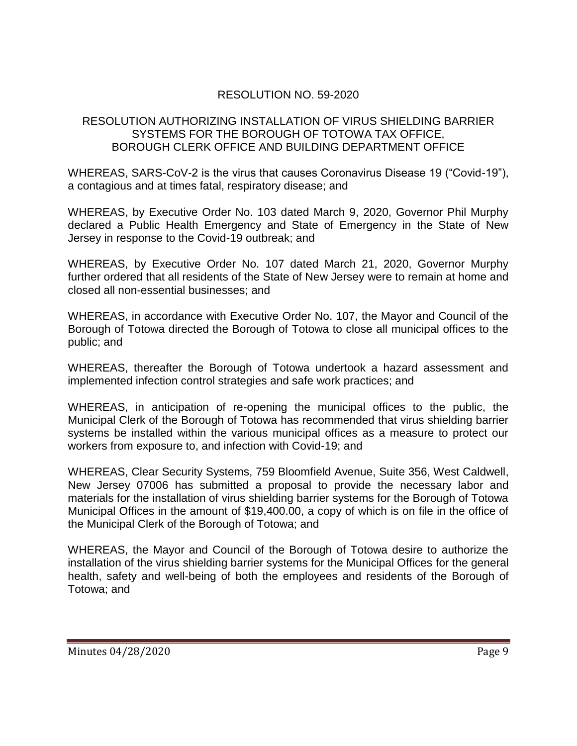RESOLUTION NO. 59-2020

RESOLUTION AUTHORIZING INSTALLATION OF VIRUS SHIELDING BARRIER SYSTEMS FOR THE BOROUGH OF TOTOWA TAX OFFICE, BOROUGH CLERK OFFICE AND BUILDING DEPARTMENT OFFICE

WHEREAS, SARS-CoV-2 is the virus that causes Coronavirus Disease 19 ("Covid-19"), a contagious and at times fatal, respiratory disease; and

WHEREAS, by Executive Order No. 103 dated March 9, 2020, Governor Phil Murphy declared a Public Health Emergency and State of Emergency in the State of New Jersey in response to the Covid-19 outbreak; and

WHEREAS, by Executive Order No. 107 dated March 21, 2020, Governor Murphy further ordered that all residents of the State of New Jersey were to remain at home and closed all non-essential businesses; and

WHEREAS, in accordance with Executive Order No. 107, the Mayor and Council of the Borough of Totowa directed the Borough of Totowa to close all municipal offices to the public; and

WHEREAS, thereafter the Borough of Totowa undertook a hazard assessment and implemented infection control strategies and safe work practices; and

WHEREAS, in anticipation of re-opening the municipal offices to the public, the Municipal Clerk of the Borough of Totowa has recommended that virus shielding barrier systems be installed within the various municipal offices as a measure to protect our workers from exposure to, and infection with Covid-19; and

WHEREAS, Clear Security Systems, 759 Bloomfield Avenue, Suite 356, West Caldwell, New Jersey 07006 has submitted a proposal to provide the necessary labor and materials for the installation of virus shielding barrier systems for the Borough of Totowa Municipal Offices in the amount of $19,400.00, a copy of which is on file in the office of the Municipal Clerk of the Borough of Totowa; and

WHEREAS, the Mayor and Council of the Borough of Totowa desire to authorize the installation of the virus shielding barrier systems for the Municipal Offices for the general health, safety and well-being of both the employees and residents of the Borough of Totowa; and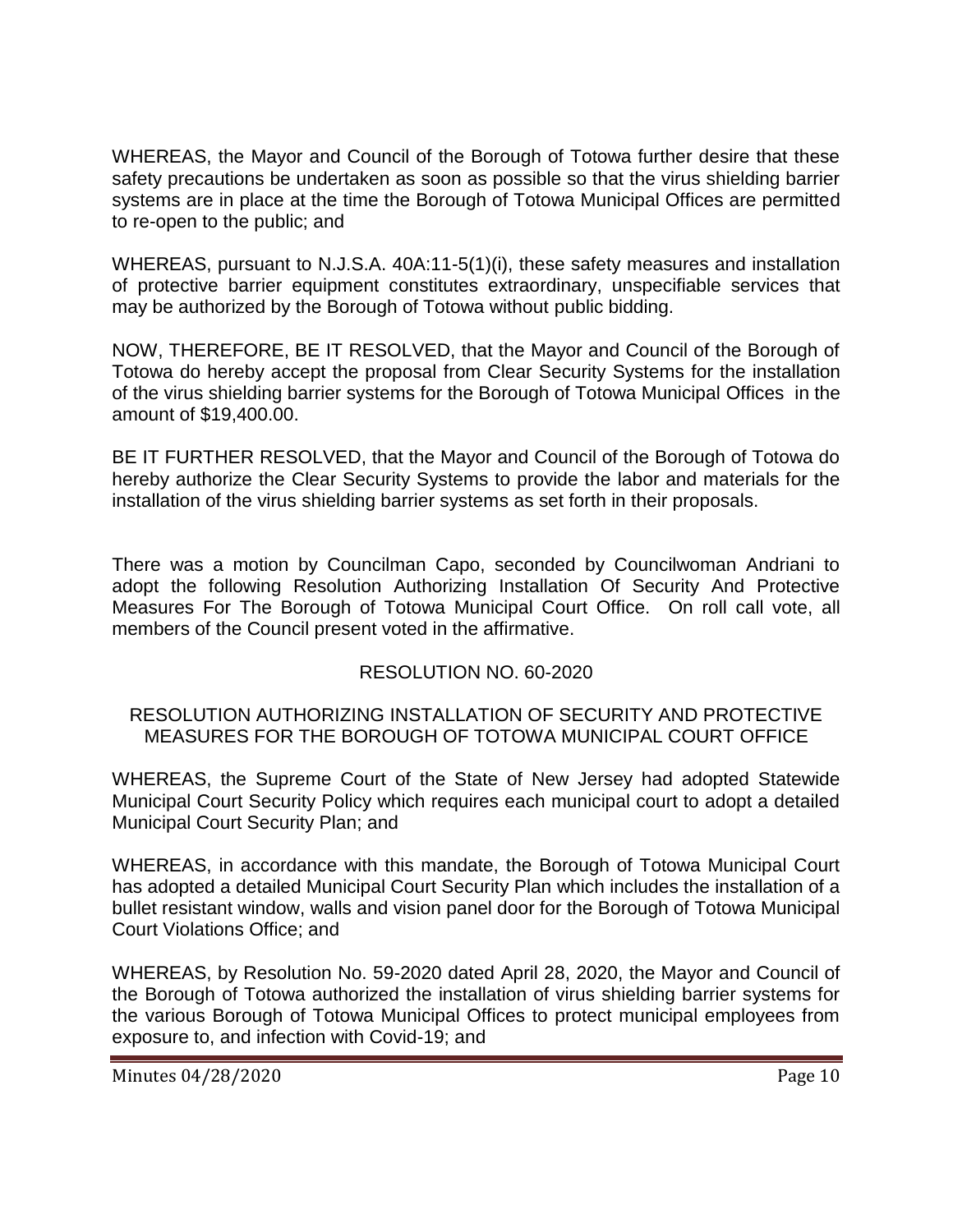WHEREAS, the Mayor and Council of the Borough of Totowa further desire that these safety precautions be undertaken as soon as possible so that the virus shielding barrier systems are in place at the time the Borough of Totowa Municipal Offices are permitted to re-open to the public; and

WHEREAS, pursuant to N.J.S.A. 40A:11-5(1)(i), these safety measures and installation of protective barrier equipment constitutes extraordinary, unspecifiable services that may be authorized by the Borough of Totowa without public bidding.

NOW, THEREFORE, BE IT RESOLVED, that the Mayor and Council of the Borough of Totowa do hereby accept the proposal from Clear Security Systems for the installation of the virus shielding barrier systems for the Borough of Totowa Municipal Offices in the amount of $19,400.00.

BE IT FURTHER RESOLVED, that the Mayor and Council of the Borough of Totowa do hereby authorize the Clear Security Systems to provide the labor and materials for the installation of the virus shielding barrier systems as set forth in their proposals.

There was a motion by Councilman Capo, seconded by Councilwoman Andriani to adopt the following Resolution Authorizing Installation Of Security And Protective Measures For The Borough of Totowa Municipal Court Office. On roll call vote, all members of the Council present voted in the affirmative.

RESOLUTION NO. 60-2020

RESOLUTION AUTHORIZING INSTALLATION OF SECURITY AND PROTECTIVE MEASURES FOR THE BOROUGH OF TOTOWA MUNICIPAL COURT OFFICE

WHEREAS, the Supreme Court of the State of New Jersey had adopted Statewide Municipal Court Security Policy which requires each municipal court to adopt a detailed Municipal Court Security Plan; and

WHEREAS, in accordance with this mandate, the Borough of Totowa Municipal Court has adopted a detailed Municipal Court Security Plan which includes the installation of a bullet resistant window, walls and vision panel door for the Borough of Totowa Municipal Court Violations Office; and

WHEREAS, by Resolution No. 59-2020 dated April 28, 2020, the Mayor and Council of the Borough of Totowa authorized the installation of virus shielding barrier systems for the various Borough of Totowa Municipal Offices to protect municipal employees from exposure to, and infection with Covid-19; and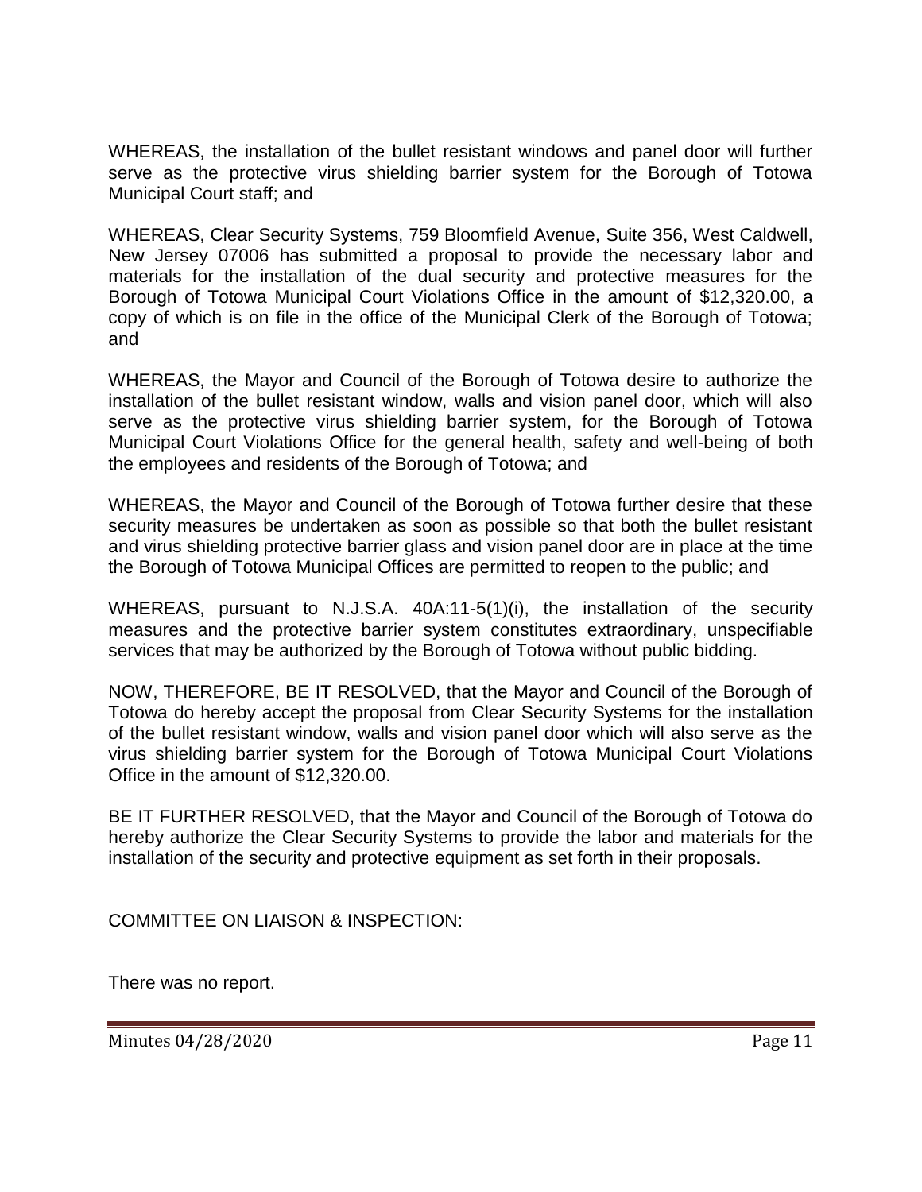WHEREAS, the installation of the bullet resistant windows and panel door will further serve as the protective virus shielding barrier system for the Borough of Totowa Municipal Court staff; and

WHEREAS, Clear Security Systems, 759 Bloomfield Avenue, Suite 356, West Caldwell, New Jersey 07006 has submitted a proposal to provide the necessary labor and materials for the installation of the dual security and protective measures for the Borough of Totowa Municipal Court Violations Office in the amount of $12,320.00, a copy of which is on file in the office of the Municipal Clerk of the Borough of Totowa; and

WHEREAS, the Mayor and Council of the Borough of Totowa desire to authorize the installation of the bullet resistant window, walls and vision panel door, which will also serve as the protective virus shielding barrier system, for the Borough of Totowa Municipal Court Violations Office for the general health, safety and well-being of both the employees and residents of the Borough of Totowa; and

WHEREAS, the Mayor and Council of the Borough of Totowa further desire that these security measures be undertaken as soon as possible so that both the bullet resistant and virus shielding protective barrier glass and vision panel door are in place at the time the Borough of Totowa Municipal Offices are permitted to reopen to the public; and

WHEREAS, pursuant to N.J.S.A. 40A:11-5(1)(i), the installation of the security measures and the protective barrier system constitutes extraordinary, unspecifiable services that may be authorized by the Borough of Totowa without public bidding.

NOW, THEREFORE, BE IT RESOLVED, that the Mayor and Council of the Borough of Totowa do hereby accept the proposal from Clear Security Systems for the installation of the bullet resistant window, walls and vision panel door which will also serve as the virus shielding barrier system for the Borough of Totowa Municipal Court Violations Office in the amount of $12,320.00.

BE IT FURTHER RESOLVED, that the Mayor and Council of the Borough of Totowa do hereby authorize the Clear Security Systems to provide the labor and materials for the installation of the security and protective equipment as set forth in their proposals.

COMMITTEE ON LIAISON & INSPECTION:

There was no report.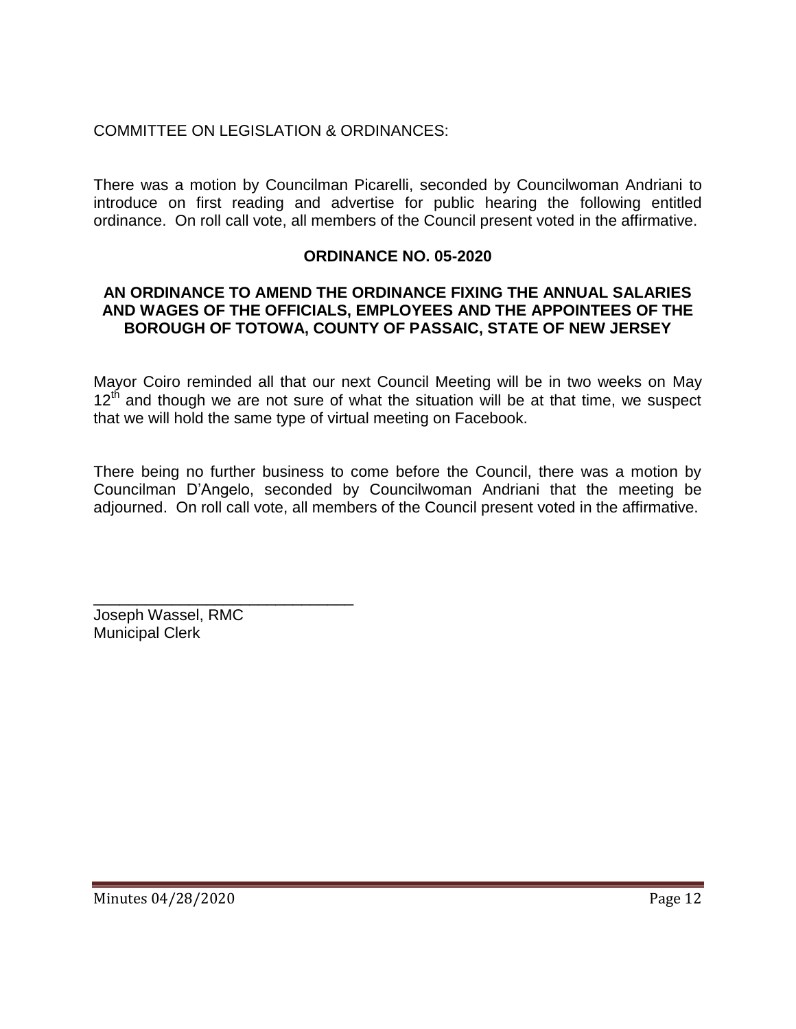COMMITTEE ON LEGISLATION & ORDINANCES:

There was a motion by Councilman Picarelli, seconded by Councilwoman Andriani to introduce on first reading and advertise for public hearing the following entitled ordinance. On roll call vote, all members of the Council present voted in the affirmative.

**ORDINANCE NO. 05-2020**

**AN ORDINANCE TO AMEND THE ORDINANCE FIXING THE ANNUAL SALARIES AND WAGES OF THE OFFICIALS, EMPLOYEES AND THE APPOINTEES OF THE BOROUGH OF TOTOWA, COUNTY OF PASSAIC, STATE OF NEW JERSEY**

Mayor Coiro reminded all that our next Council Meeting will be in two weeks on May 12th and though we are not sure of what the situation will be at that time, we suspect that we will hold the same type of virtual meeting on Facebook.

There being no further business to come before the Council, there was a motion by Councilman D'Angelo, seconded by Councilwoman Andriani that the meeting be adjourned. On roll call vote, all members of the Council present voted in the affirmative.

\_\_\_\_\_\_\_\_\_\_\_\_\_\_\_\_\_\_\_\_\_\_\_\_\_\_\_\_\_\_\_\_

Joseph Wassel, RMC
Municipal Clerk